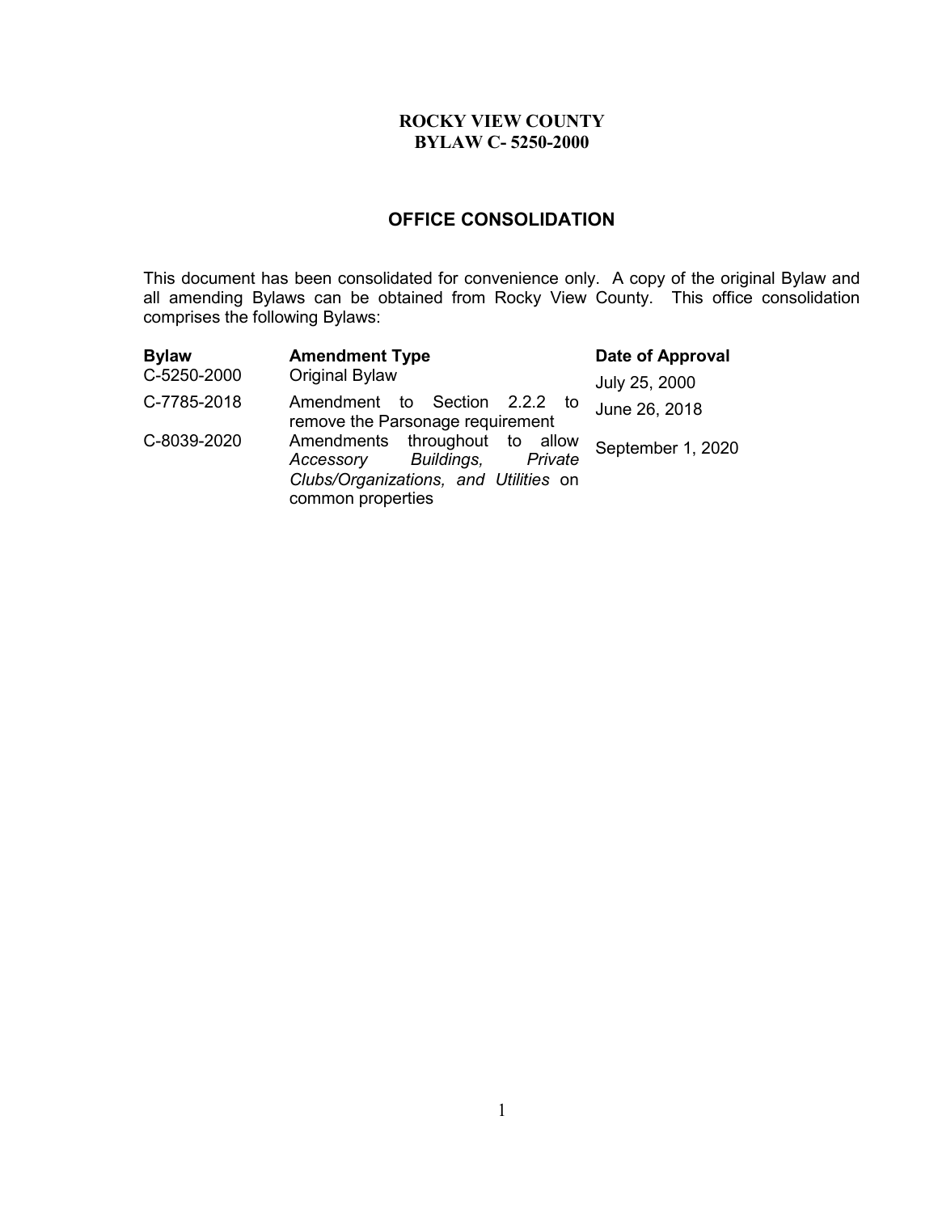# ROCKY VIEW COUNTY
# BYLAW C- 5250-2000

## OFFICE CONSOLIDATION

This document has been consolidated for convenience only. A copy of the original Bylaw and all amending Bylaws can be obtained from Rocky View County. This office consolidation comprises the following Bylaws:

| Bylaw | Amendment Type | Date of Approval |
|---|---|---|
| C-5250-2000 | Original Bylaw | July 25, 2000 |
| C-7785-2018 | Amendment to Section 2.2.2 to remove the Parsonage requirement | June 26, 2018 |
| C-8039-2020 | Amendments throughout to allow *Accessory Buildings, Private Clubs/Organizations, and Utilities* on common properties | September 1, 2020 |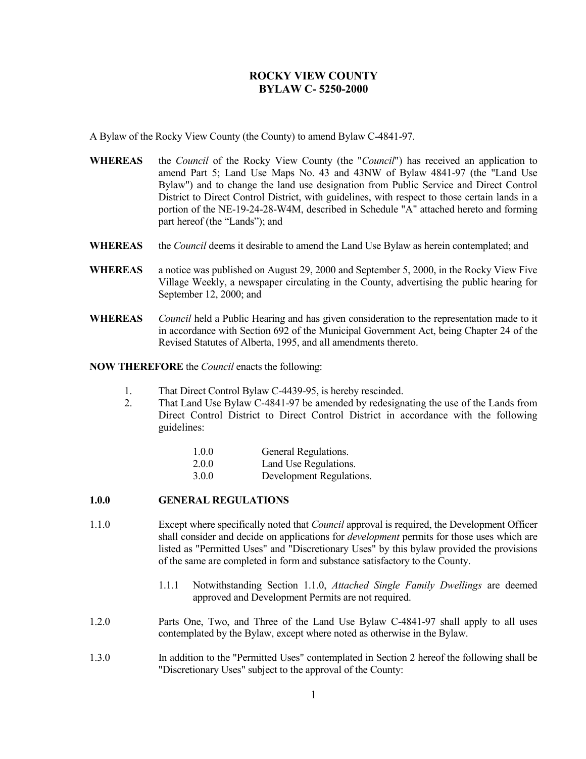# ROCKY VIEW COUNTY
# BYLAW C- 5250-2000

A Bylaw of the Rocky View County (the County) to amend Bylaw C-4841-97.

**WHEREAS** the *Council* of the Rocky View County (the "*Council*") has received an application to amend Part 5; Land Use Maps No. 43 and 43NW of Bylaw 4841-97 (the "Land Use Bylaw") and to change the land use designation from Public Service and Direct Control District to Direct Control District, with guidelines, with respect to those certain lands in a portion of the NE-19-24-28-W4M, described in Schedule "A" attached hereto and forming part hereof (the "Lands"); and

**WHEREAS** the *Council* deems it desirable to amend the Land Use Bylaw as herein contemplated; and

**WHEREAS** a notice was published on August 29, 2000 and September 5, 2000, in the Rocky View Five Village Weekly, a newspaper circulating in the County, advertising the public hearing for September 12, 2000; and

**WHEREAS** *Council* held a Public Hearing and has given consideration to the representation made to it in accordance with Section 692 of the Municipal Government Act, being Chapter 24 of the Revised Statutes of Alberta, 1995, and all amendments thereto.

**NOW THEREFORE** the *Council* enacts the following:

1. That Direct Control Bylaw C-4439-95, is hereby rescinded.
2. That Land Use Bylaw C-4841-97 be amended by redesignating the use of the Lands from Direct Control District to Direct Control District in accordance with the following guidelines:

    1.0.0 General Regulations.
    2.0.0 Land Use Regulations.
    3.0.0 Development Regulations.

## 1.0.0 GENERAL REGULATIONS

1.1.0 Except where specifically noted that *Council* approval is required, the Development Officer shall consider and decide on applications for *development* permits for those uses which are listed as "Permitted Uses" and "Discretionary Uses" by this bylaw provided the provisions of the same are completed in form and substance satisfactory to the County.

1.1.1 Notwithstanding Section 1.1.0, *Attached Single Family Dwellings* are deemed approved and Development Permits are not required.

1.2.0 Parts One, Two, and Three of the Land Use Bylaw C-4841-97 shall apply to all uses contemplated by the Bylaw, except where noted as otherwise in the Bylaw.

1.3.0 In addition to the "Permitted Uses" contemplated in Section 2 hereof the following shall be "Discretionary Uses" subject to the approval of the County: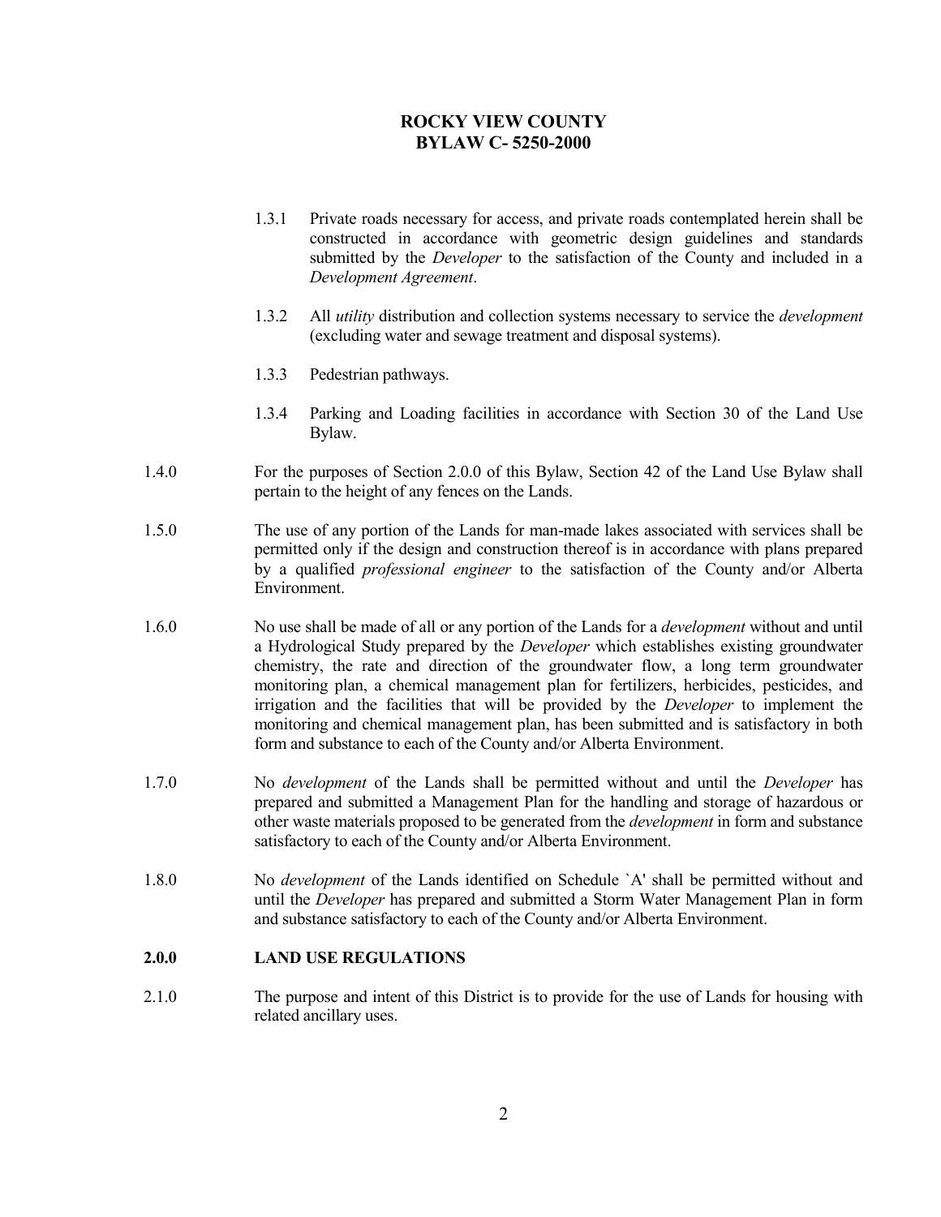**ROCKY VIEW COUNTY**
**BYLAW C- 5250-2000**

1.3.1 Private roads necessary for access, and private roads contemplated herein shall be constructed in accordance with geometric design guidelines and standards submitted by the *Developer* to the satisfaction of the County and included in a *Development Agreement*.

1.3.2 All *utility* distribution and collection systems necessary to service the *development* (excluding water and sewage treatment and disposal systems).

1.3.3 Pedestrian pathways.

1.3.4 Parking and Loading facilities in accordance with Section 30 of the Land Use Bylaw.

1.4.0 For the purposes of Section 2.0.0 of this Bylaw, Section 42 of the Land Use Bylaw shall pertain to the height of any fences on the Lands.

1.5.0 The use of any portion of the Lands for man-made lakes associated with services shall be permitted only if the design and construction thereof is in accordance with plans prepared by a qualified *professional engineer* to the satisfaction of the County and/or Alberta Environment.

1.6.0 No use shall be made of all or any portion of the Lands for a *development* without and until a Hydrological Study prepared by the *Developer* which establishes existing groundwater chemistry, the rate and direction of the groundwater flow, a long term groundwater monitoring plan, a chemical management plan for fertilizers, herbicides, pesticides, and irrigation and the facilities that will be provided by the *Developer* to implement the monitoring and chemical management plan, has been submitted and is satisfactory in both form and substance to each of the County and/or Alberta Environment.

1.7.0 No *development* of the Lands shall be permitted without and until the *Developer* has prepared and submitted a Management Plan for the handling and storage of hazardous or other waste materials proposed to be generated from the *development* in form and substance satisfactory to each of the County and/or Alberta Environment.

1.8.0 No *development* of the Lands identified on Schedule `A' shall be permitted without and until the *Developer* has prepared and submitted a Storm Water Management Plan in form and substance satisfactory to each of the County and/or Alberta Environment.

## 2.0.0 LAND USE REGULATIONS

2.1.0 The purpose and intent of this District is to provide for the use of Lands for housing with related ancillary uses.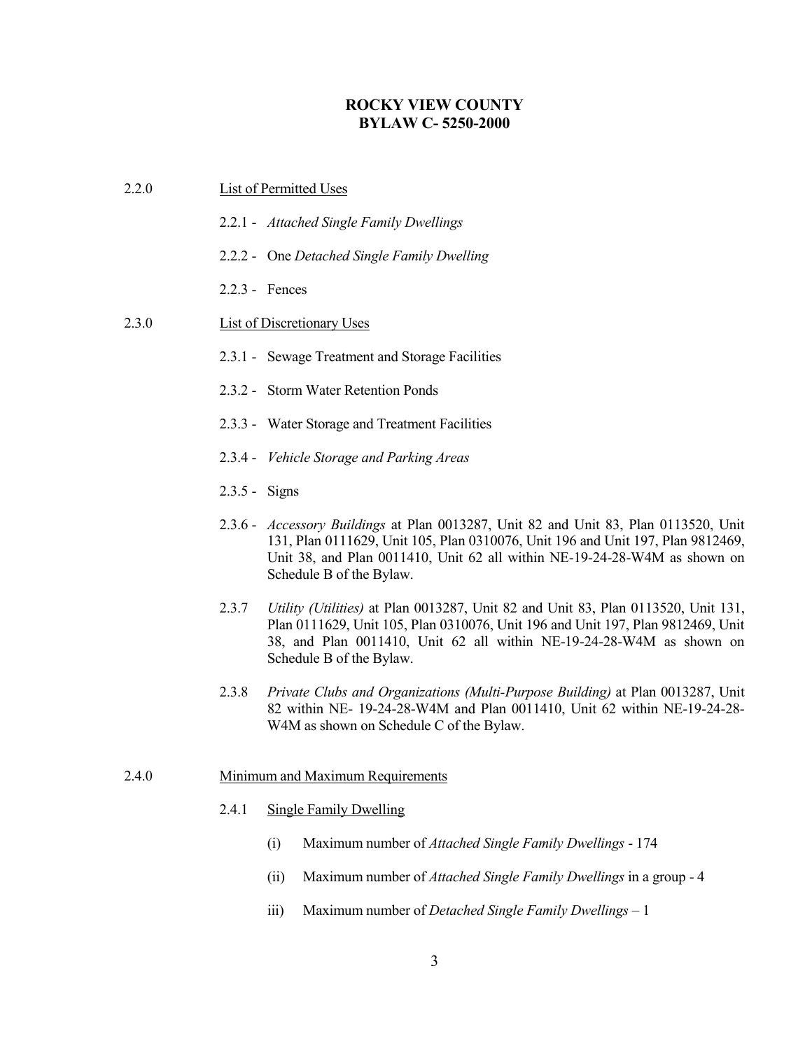**ROCKY VIEW COUNTY**
**BYLAW C- 5250-2000**

2.2.0 List of Permitted Uses

2.2.1 - *Attached Single Family Dwellings*

2.2.2 - One *Detached Single Family Dwelling*

2.2.3 - Fences

2.3.0 List of Discretionary Uses

2.3.1 - Sewage Treatment and Storage Facilities

2.3.2 - Storm Water Retention Ponds

2.3.3 - Water Storage and Treatment Facilities

2.3.4 - *Vehicle Storage and Parking Areas*

2.3.5 - Signs

2.3.6 - *Accessory Buildings* at Plan 0013287, Unit 82 and Unit 83, Plan 0113520, Unit 131, Plan 0111629, Unit 105, Plan 0310076, Unit 196 and Unit 197, Plan 9812469, Unit 38, and Plan 0011410, Unit 62 all within NE-19-24-28-W4M as shown on Schedule B of the Bylaw.

2.3.7 *Utility (Utilities)* at Plan 0013287, Unit 82 and Unit 83, Plan 0113520, Unit 131, Plan 0111629, Unit 105, Plan 0310076, Unit 196 and Unit 197, Plan 9812469, Unit 38, and Plan 0011410, Unit 62 all within NE-19-24-28-W4M as shown on Schedule B of the Bylaw.

2.3.8 *Private Clubs and Organizations (Multi-Purpose Building)* at Plan 0013287, Unit 82 within NE- 19-24-28-W4M and Plan 0011410, Unit 62 within NE-19-24-28-W4M as shown on Schedule C of the Bylaw.

2.4.0 Minimum and Maximum Requirements

2.4.1 Single Family Dwelling

(i) Maximum number of *Attached Single Family Dwellings* - 174

(ii) Maximum number of *Attached Single Family Dwellings* in a group - 4

iii) Maximum number of *Detached Single Family Dwellings* – 1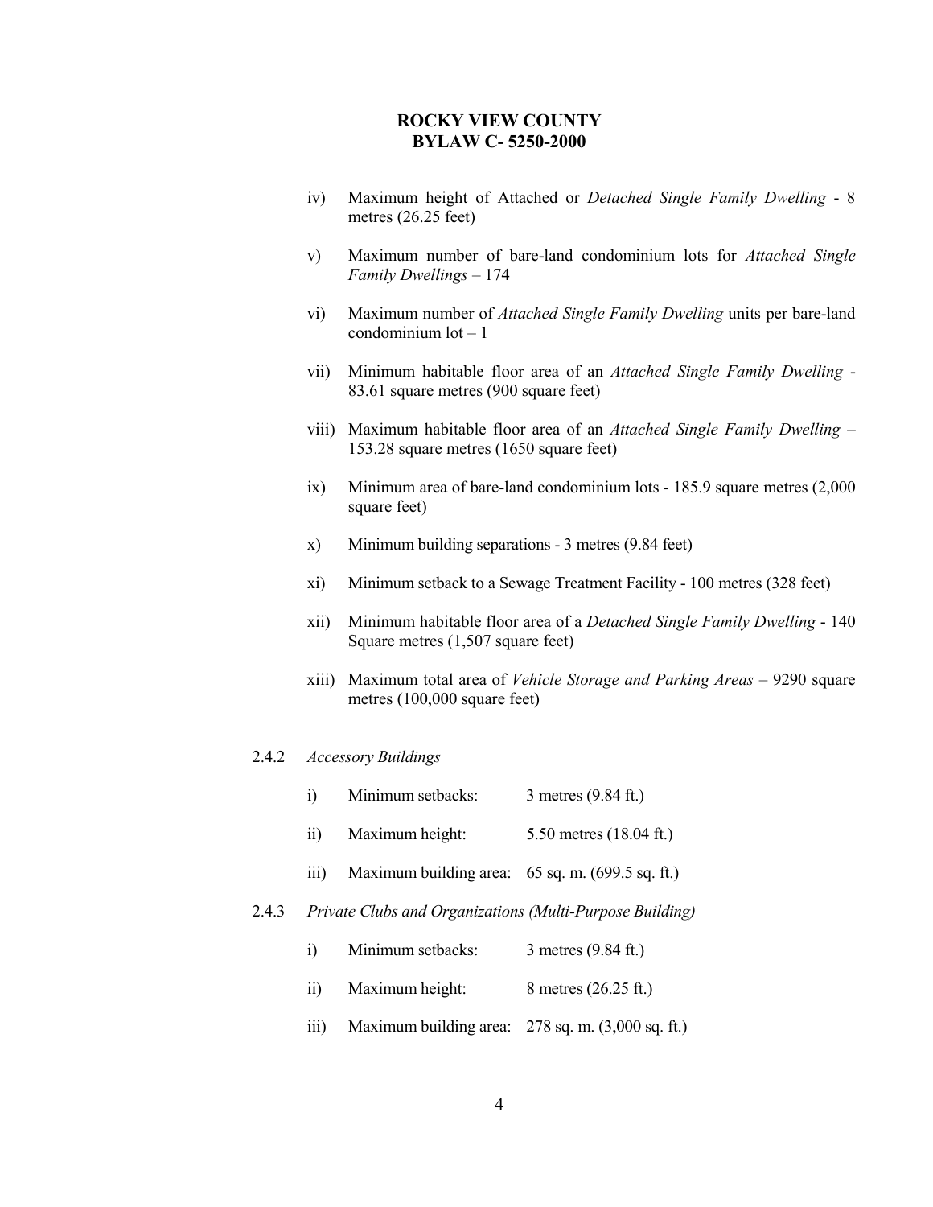iv) Maximum height of Attached or *Detached Single Family Dwelling* - 8 metres (26.25 feet)

v) Maximum number of bare-land condominium lots for *Attached Single Family Dwellings* – 174

vi) Maximum number of *Attached Single Family Dwelling* units per bare-land condominium lot – 1

vii) Minimum habitable floor area of an *Attached Single Family Dwelling* - 83.61 square metres (900 square feet)

viii) Maximum habitable floor area of an *Attached Single Family Dwelling* – 153.28 square metres (1650 square feet)

ix) Minimum area of bare-land condominium lots - 185.9 square metres (2,000 square feet)

x) Minimum building separations - 3 metres (9.84 feet)

xi) Minimum setback to a Sewage Treatment Facility - 100 metres (328 feet)

xii) Minimum habitable floor area of a *Detached Single Family Dwelling* - 140 Square metres (1,507 square feet)

xiii) Maximum total area of *Vehicle Storage and Parking Areas* – 9290 square metres (100,000 square feet)

2.4.2 *Accessory Buildings*

i) Minimum setbacks: 3 metres (9.84 ft.)

ii) Maximum height: 5.50 metres (18.04 ft.)

iii) Maximum building area: 65 sq. m. (699.5 sq. ft.)

2.4.3 *Private Clubs and Organizations (Multi-Purpose Building)*

i) Minimum setbacks: 3 metres (9.84 ft.)

ii) Maximum height: 8 metres (26.25 ft.)

iii) Maximum building area: 278 sq. m. (3,000 sq. ft.)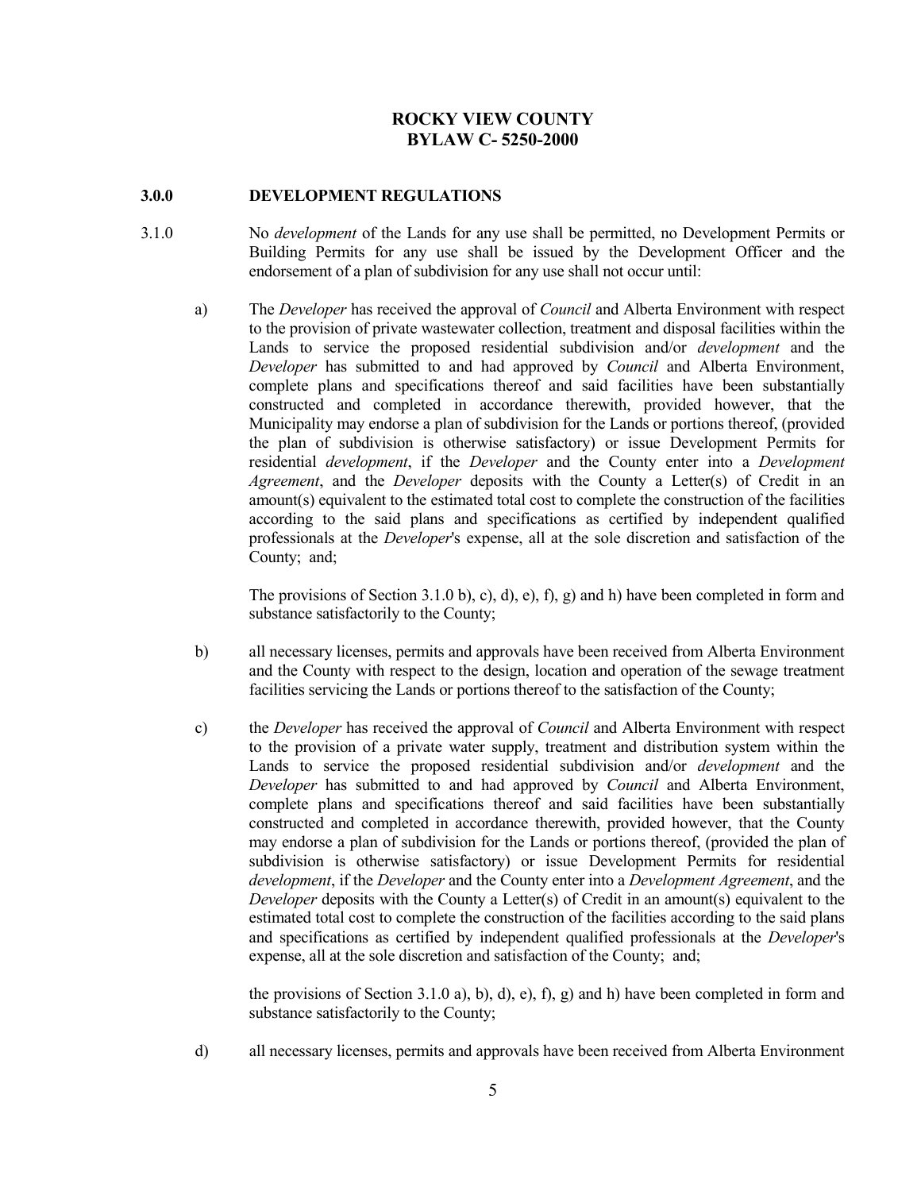# ROCKY VIEW COUNTY
# BYLAW C- 5250-2000

## 3.0.0 DEVELOPMENT REGULATIONS

3.1.0 No *development* of the Lands for any use shall be permitted, no Development Permits or Building Permits for any use shall be issued by the Development Officer and the endorsement of a plan of subdivision for any use shall not occur until:

a) The *Developer* has received the approval of *Council* and Alberta Environment with respect to the provision of private wastewater collection, treatment and disposal facilities within the Lands to service the proposed residential subdivision and/or *development* and the *Developer* has submitted to and had approved by *Council* and Alberta Environment, complete plans and specifications thereof and said facilities have been substantially constructed and completed in accordance therewith, provided however, that the Municipality may endorse a plan of subdivision for the Lands or portions thereof, (provided the plan of subdivision is otherwise satisfactory) or issue Development Permits for residential *development*, if the *Developer* and the County enter into a *Development Agreement*, and the *Developer* deposits with the County a Letter(s) of Credit in an amount(s) equivalent to the estimated total cost to complete the construction of the facilities according to the said plans and specifications as certified by independent qualified professionals at the *Developer*'s expense, all at the sole discretion and satisfaction of the County; and;

   The provisions of Section 3.1.0 b), c), d), e), f), g) and h) have been completed in form and substance satisfactorily to the County;

b) all necessary licenses, permits and approvals have been received from Alberta Environment and the County with respect to the design, location and operation of the sewage treatment facilities servicing the Lands or portions thereof to the satisfaction of the County;

c) the *Developer* has received the approval of *Council* and Alberta Environment with respect to the provision of a private water supply, treatment and distribution system within the Lands to service the proposed residential subdivision and/or *development* and the *Developer* has submitted to and had approved by *Council* and Alberta Environment, complete plans and specifications thereof and said facilities have been substantially constructed and completed in accordance therewith, provided however, that the County may endorse a plan of subdivision for the Lands or portions thereof, (provided the plan of subdivision is otherwise satisfactory) or issue Development Permits for residential *development*, if the *Developer* and the County enter into a *Development Agreement*, and the *Developer* deposits with the County a Letter(s) of Credit in an amount(s) equivalent to the estimated total cost to complete the construction of the facilities according to the said plans and specifications as certified by independent qualified professionals at the *Developer*'s expense, all at the sole discretion and satisfaction of the County; and;

   the provisions of Section 3.1.0 a), b), d), e), f), g) and h) have been completed in form and substance satisfactorily to the County;

d) all necessary licenses, permits and approvals have been received from Alberta Environment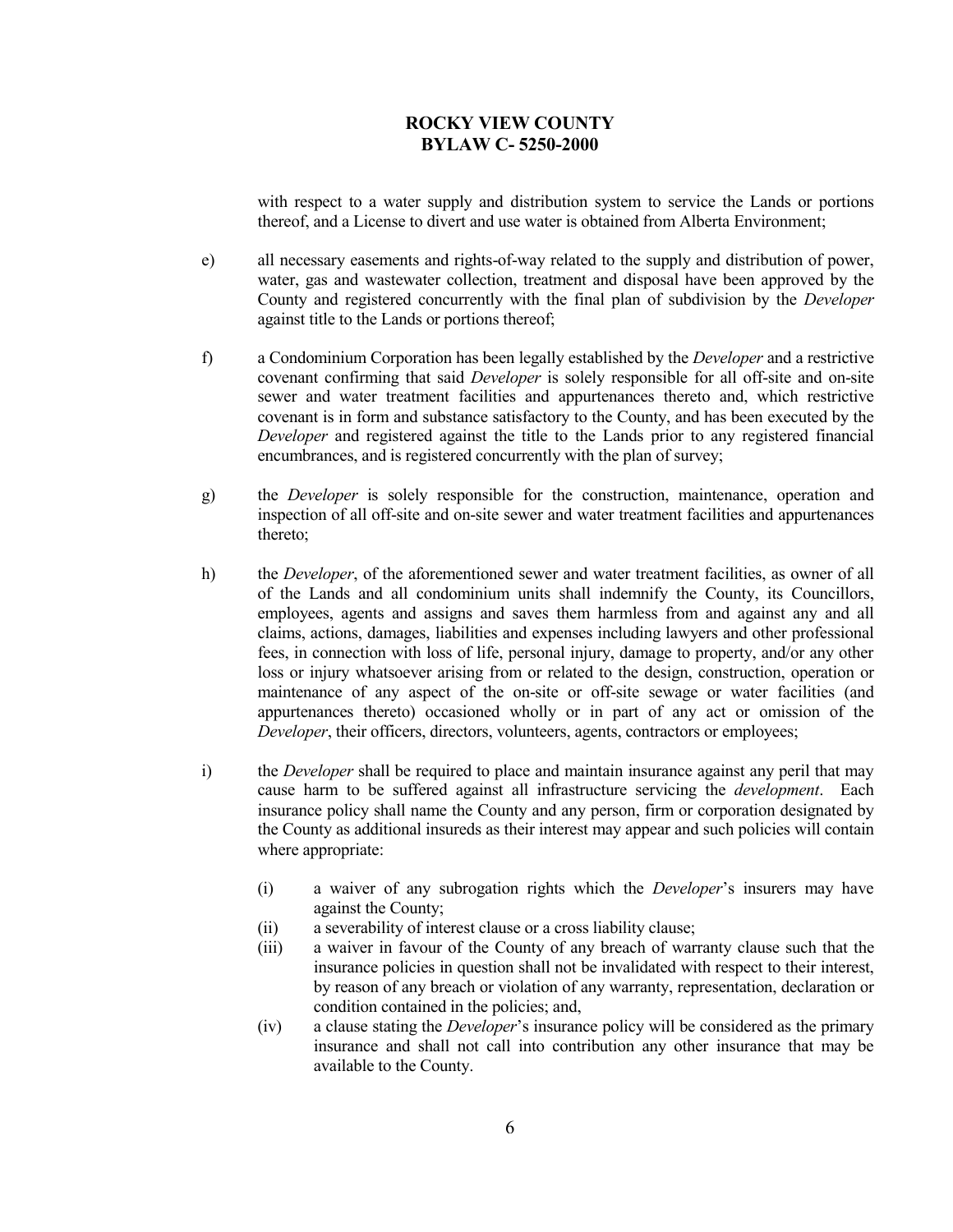with respect to a water supply and distribution system to service the Lands or portions thereof, and a License to divert and use water is obtained from Alberta Environment;

e) all necessary easements and rights-of-way related to the supply and distribution of power, water, gas and wastewater collection, treatment and disposal have been approved by the County and registered concurrently with the final plan of subdivision by the *Developer* against title to the Lands or portions thereof;

f) a Condominium Corporation has been legally established by the *Developer* and a restrictive covenant confirming that said *Developer* is solely responsible for all off-site and on-site sewer and water treatment facilities and appurtenances thereto and, which restrictive covenant is in form and substance satisfactory to the County, and has been executed by the *Developer* and registered against the title to the Lands prior to any registered financial encumbrances, and is registered concurrently with the plan of survey;

g) the *Developer* is solely responsible for the construction, maintenance, operation and inspection of all off-site and on-site sewer and water treatment facilities and appurtenances thereto;

h) the *Developer*, of the aforementioned sewer and water treatment facilities, as owner of all of the Lands and all condominium units shall indemnify the County, its Councillors, employees, agents and assigns and saves them harmless from and against any and all claims, actions, damages, liabilities and expenses including lawyers and other professional fees, in connection with loss of life, personal injury, damage to property, and/or any other loss or injury whatsoever arising from or related to the design, construction, operation or maintenance of any aspect of the on-site or off-site sewage or water facilities (and appurtenances thereto) occasioned wholly or in part of any act or omission of the *Developer*, their officers, directors, volunteers, agents, contractors or employees;

i) the *Developer* shall be required to place and maintain insurance against any peril that may cause harm to be suffered against all infrastructure servicing the *development*. Each insurance policy shall name the County and any person, firm or corporation designated by the County as additional insureds as their interest may appear and such policies will contain where appropriate:

   (i) a waiver of any subrogation rights which the *Developer*'s insurers may have against the County;
   (ii) a severability of interest clause or a cross liability clause;
   (iii) a waiver in favour of the County of any breach of warranty clause such that the insurance policies in question shall not be invalidated with respect to their interest, by reason of any breach or violation of any warranty, representation, declaration or condition contained in the policies; and,
   (iv) a clause stating the *Developer*'s insurance policy will be considered as the primary insurance and shall not call into contribution any other insurance that may be available to the County.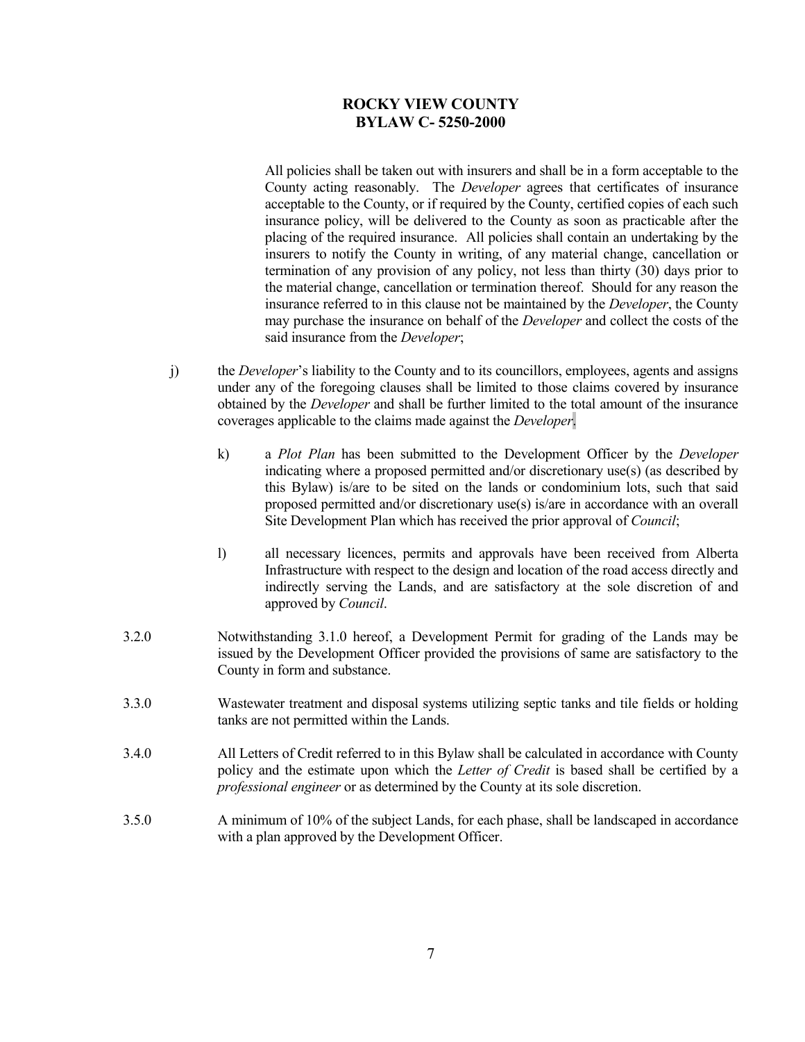All policies shall be taken out with insurers and shall be in a form acceptable to the County acting reasonably. The *Developer* agrees that certificates of insurance acceptable to the County, or if required by the County, certified copies of each such insurance policy, will be delivered to the County as soon as practicable after the placing of the required insurance. All policies shall contain an undertaking by the insurers to notify the County in writing, of any material change, cancellation or termination of any provision of any policy, not less than thirty (30) days prior to the material change, cancellation or termination thereof. Should for any reason the insurance referred to in this clause not be maintained by the *Developer*, the County may purchase the insurance on behalf of the *Developer* and collect the costs of the said insurance from the *Developer*;

j) the *Developer*'s liability to the County and to its councillors, employees, agents and assigns under any of the foregoing clauses shall be limited to those claims covered by insurance obtained by the *Developer* and shall be further limited to the total amount of the insurance coverages applicable to the claims made against the *Developer*.

k) a *Plot Plan* has been submitted to the Development Officer by the *Developer* indicating where a proposed permitted and/or discretionary use(s) (as described by this Bylaw) is/are to be sited on the lands or condominium lots, such that said proposed permitted and/or discretionary use(s) is/are in accordance with an overall Site Development Plan which has received the prior approval of *Council*;

l) all necessary licences, permits and approvals have been received from Alberta Infrastructure with respect to the design and location of the road access directly and indirectly serving the Lands, and are satisfactory at the sole discretion of and approved by *Council*.

3.2.0 Notwithstanding 3.1.0 hereof, a Development Permit for grading of the Lands may be issued by the Development Officer provided the provisions of same are satisfactory to the County in form and substance.

3.3.0 Wastewater treatment and disposal systems utilizing septic tanks and tile fields or holding tanks are not permitted within the Lands.

3.4.0 All Letters of Credit referred to in this Bylaw shall be calculated in accordance with County policy and the estimate upon which the *Letter of Credit* is based shall be certified by a *professional engineer* or as determined by the County at its sole discretion.

3.5.0 A minimum of 10% of the subject Lands, for each phase, shall be landscaped in accordance with a plan approved by the Development Officer.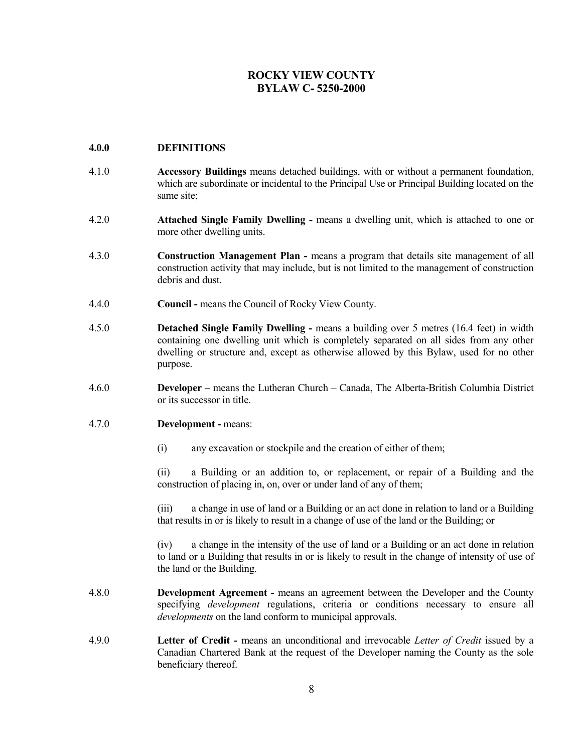**ROCKY VIEW COUNTY**
**BYLAW C- 5250-2000**

## 4.0.0 DEFINITIONS

4.1.0 **Accessory Buildings** means detached buildings, with or without a permanent foundation, which are subordinate or incidental to the Principal Use or Principal Building located on the same site;

4.2.0 **Attached Single Family Dwelling -** means a dwelling unit, which is attached to one or more other dwelling units.

4.3.0 **Construction Management Plan -** means a program that details site management of all construction activity that may include, but is not limited to the management of construction debris and dust.

4.4.0 **Council -** means the Council of Rocky View County.

4.5.0 **Detached Single Family Dwelling -** means a building over 5 metres (16.4 feet) in width containing one dwelling unit which is completely separated on all sides from any other dwelling or structure and, except as otherwise allowed by this Bylaw, used for no other purpose.

4.6.0 **Developer –** means the Lutheran Church – Canada, The Alberta-British Columbia District or its successor in title.

4.7.0 **Development -** means:

(i) any excavation or stockpile and the creation of either of them;

(ii) a Building or an addition to, or replacement, or repair of a Building and the construction of placing in, on, over or under land of any of them;

(iii) a change in use of land or a Building or an act done in relation to land or a Building that results in or is likely to result in a change of use of the land or the Building; or

(iv) a change in the intensity of the use of land or a Building or an act done in relation to land or a Building that results in or is likely to result in the change of intensity of use of the land or the Building.

4.8.0 **Development Agreement -** means an agreement between the Developer and the County specifying *development* regulations, criteria or conditions necessary to ensure all *developments* on the land conform to municipal approvals.

4.9.0 **Letter of Credit -** means an unconditional and irrevocable *Letter of Credit* issued by a Canadian Chartered Bank at the request of the Developer naming the County as the sole beneficiary thereof.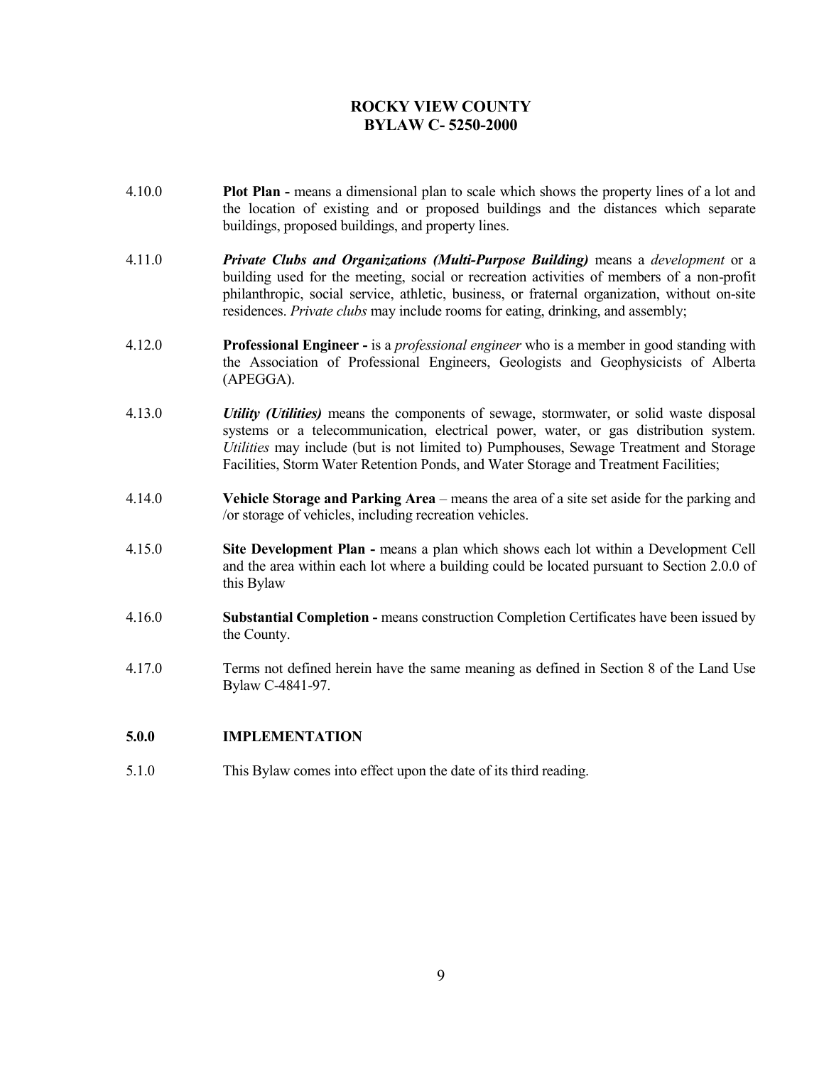4.10.0 **Plot Plan -** means a dimensional plan to scale which shows the property lines of a lot and the location of existing and or proposed buildings and the distances which separate buildings, proposed buildings, and property lines.

4.11.0 ***Private Clubs and Organizations (Multi-Purpose Building)*** means a *development* or a building used for the meeting, social or recreation activities of members of a non-profit philanthropic, social service, athletic, business, or fraternal organization, without on-site residences. *Private clubs* may include rooms for eating, drinking, and assembly;

4.12.0 **Professional Engineer -** is a *professional engineer* who is a member in good standing with the Association of Professional Engineers, Geologists and Geophysicists of Alberta (APEGGA).

4.13.0 ***Utility (Utilities)*** means the components of sewage, stormwater, or solid waste disposal systems or a telecommunication, electrical power, water, or gas distribution system. *Utilities* may include (but is not limited to) Pumphouses, Sewage Treatment and Storage Facilities, Storm Water Retention Ponds, and Water Storage and Treatment Facilities;

4.14.0 **Vehicle Storage and Parking Area** – means the area of a site set aside for the parking and /or storage of vehicles, including recreation vehicles.

4.15.0 **Site Development Plan -** means a plan which shows each lot within a Development Cell and the area within each lot where a building could be located pursuant to Section 2.0.0 of this Bylaw

4.16.0 **Substantial Completion -** means construction Completion Certificates have been issued by the County.

4.17.0 Terms not defined herein have the same meaning as defined in Section 8 of the Land Use Bylaw C-4841-97.

## 5.0.0 IMPLEMENTATION

5.1.0 This Bylaw comes into effect upon the date of its third reading.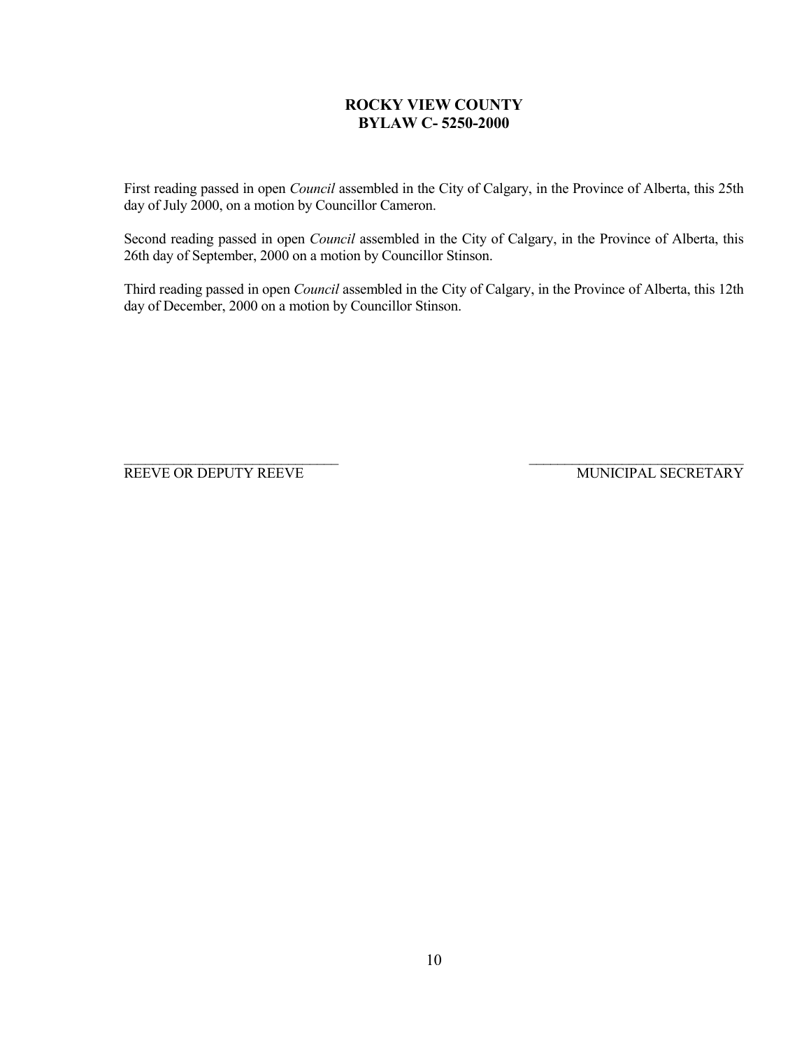**ROCKY VIEW COUNTY**
**BYLAW C- 5250-2000**

First reading passed in open *Council* assembled in the City of Calgary, in the Province of Alberta, this 25th day of July 2000, on a motion by Councillor Cameron.

Second reading passed in open *Council* assembled in the City of Calgary, in the Province of Alberta, this 26th day of September, 2000 on a motion by Councillor Stinson.

Third reading passed in open *Council* assembled in the City of Calgary, in the Province of Alberta, this 12th day of December, 2000 on a motion by Councillor Stinson.

______________________________ ______________________________
REEVE OR DEPUTY REEVE MUNICIPAL SECRETARY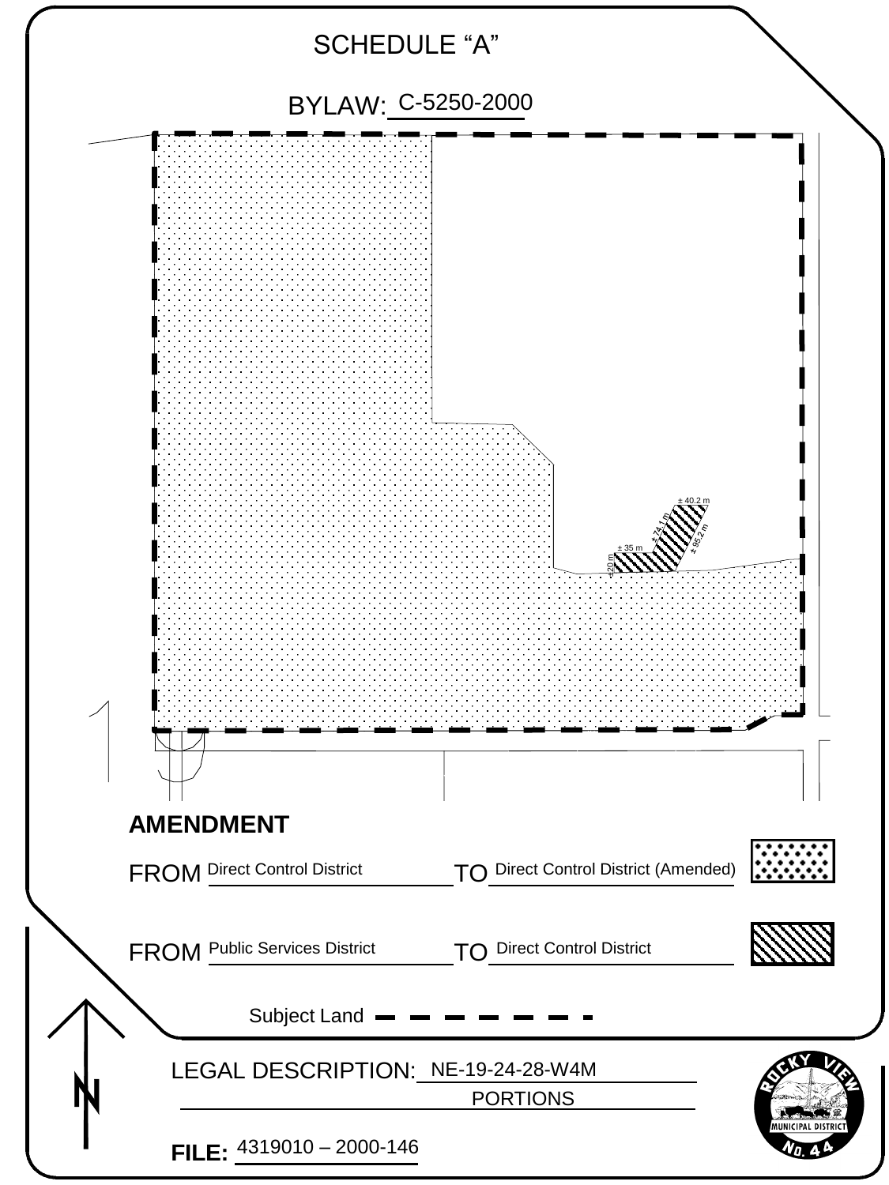# SCHEDULE "A"

BYLAW: C-5250-2000

± 40.2 m

± 74.1 m

± 95.2 m

± 35 m

± 20 m

## AMENDMENT

FROM Direct Control District TO Direct Control District (Amended)

FROM Public Services District TO Direct Control District

Subject Land

LEGAL DESCRIPTION: NE-19-24-28-W4M PORTIONS

FILE: 4319010 – 2000-146

N

ROCKY VIEW MUNICIPAL DISTRICT No. 44